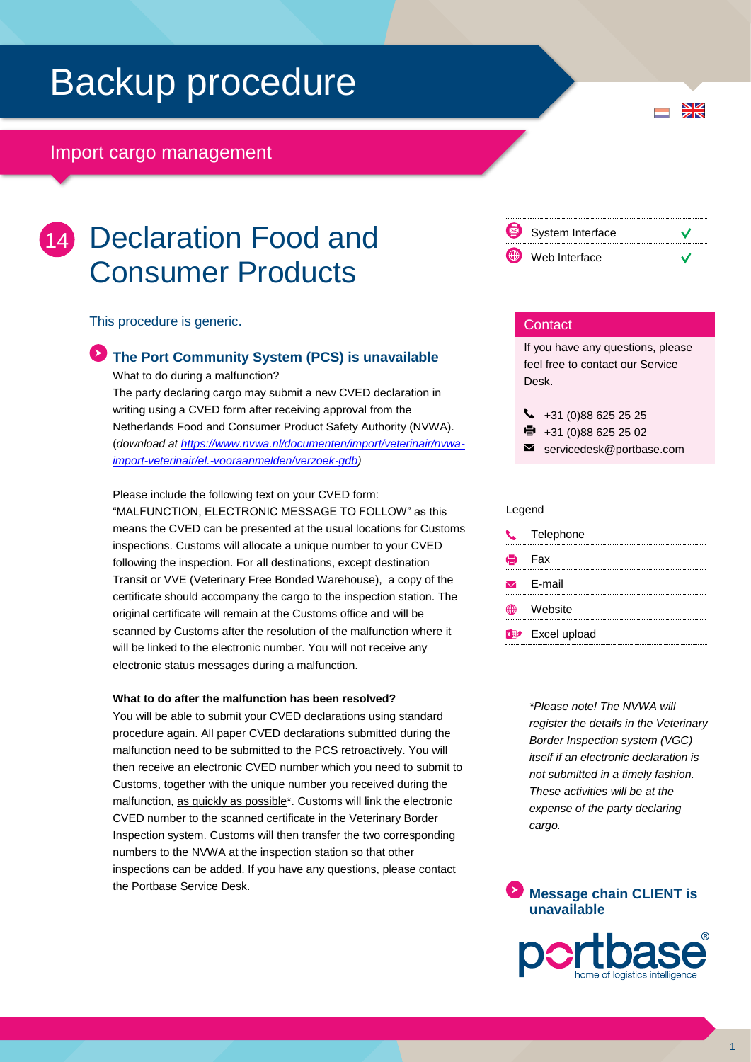# Backup procedure

## Import cargo management

# 14 Declaration Food and Consumer Products

| | |
|---|---|
| System Interface | ✓ |
| Web Interface | ✓ |

This procedure is generic.

### The Port Community System (PCS) is unavailable

What to do during a malfunction?

The party declaring cargo may submit a new CVED declaration in writing using a CVED form after receiving approval from the Netherlands Food and Consumer Product Safety Authority (NVWA). (*download at https://www.nvwa.nl/documenten/import/veterinair/nvwa-import-veterinair/el.-vooraanmelden/verzoek-gdb*)

Please include the following text on your CVED form: "MALFUNCTION, ELECTRONIC MESSAGE TO FOLLOW" as this means the CVED can be presented at the usual locations for Customs inspections. Customs will allocate a unique number to your CVED following the inspection. For all destinations, except destination Transit or VVE (Veterinary Free Bonded Warehouse), a copy of the certificate should accompany the cargo to the inspection station. The original certificate will remain at the Customs office and will be scanned by Customs after the resolution of the malfunction where it will be linked to the electronic number. You will not receive any electronic status messages during a malfunction.

**What to do after the malfunction has been resolved?**

You will be able to submit your CVED declarations using standard procedure again. All paper CVED declarations submitted during the malfunction need to be submitted to the PCS retroactively. You will then receive an electronic CVED number which you need to submit to Customs, together with the unique number you received during the malfunction, as quickly as possible*. Customs will link the electronic CVED number to the scanned certificate in the Veterinary Border Inspection system. Customs will then transfer the two corresponding numbers to the NVWA at the inspection station so that other inspections can be added. If you have any questions, please contact the Portbase Service Desk.

### Contact

If you have any questions, please feel free to contact our Service Desk.

- Telephone: +31 (0)88 625 25 25
- Fax: +31 (0)88 625 25 02
- E-mail: servicedesk@portbase.com

**Legend**

- Telephone
- Fax
- E-mail
- Website
- Excel upload

*Please note! The NVWA will register the details in the Veterinary Border Inspection system (VGC) itself if an electronic declaration is not submitted in a timely fashion. These activities will be at the expense of the party declaring cargo.*

### Message chain CLIENT is unavailable

portbase® home of logistics intelligence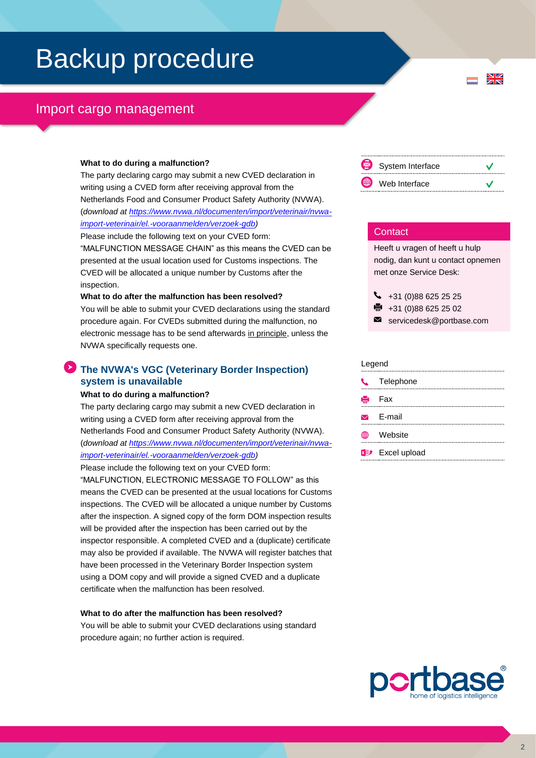# Backup procedure

## Import cargo management

**What to do during a malfunction?**

The party declaring cargo may submit a new CVED declaration in writing using a CVED form after receiving approval from the Netherlands Food and Consumer Product Safety Authority (NVWA). (*download at https://www.nvwa.nl/documenten/import/veterinair/nvwa-import-veterinair/el.-vooraanmelden/verzoek-gdb*)

Please include the following text on your CVED form: "MALFUNCTION MESSAGE CHAIN" as this means the CVED can be presented at the usual location used for Customs inspections. The CVED will be allocated a unique number by Customs after the inspection.

**What to do after the malfunction has been resolved?**

You will be able to submit your CVED declarations using the standard procedure again. For CVEDs submitted during the malfunction, no electronic message has to be send afterwards in principle, unless the NVWA specifically requests one.

### The NVWA's VGC (Veterinary Border Inspection) system is unavailable

**What to do during a malfunction?**

The party declaring cargo may submit a new CVED declaration in writing using a CVED form after receiving approval from the Netherlands Food and Consumer Product Safety Authority (NVWA). (*download at https://www.nvwa.nl/documenten/import/veterinair/nvwa-import-veterinair/el.-vooraanmelden/verzoek-gdb*)

Please include the following text on your CVED form: "MALFUNCTION, ELECTRONIC MESSAGE TO FOLLOW" as this means the CVED can be presented at the usual locations for Customs inspections. The CVED will be allocated a unique number by Customs after the inspection. A signed copy of the form DOM inspection results will be provided after the inspection has been carried out by the inspector responsible. A completed CVED and a (duplicate) certificate may also be provided if available. The NVWA will register batches that have been processed in the Veterinary Border Inspection system using a DOM copy and will provide a signed CVED and a duplicate certificate when the malfunction has been resolved.

**What to do after the malfunction has been resolved?**

You will be able to submit your CVED declarations using standard procedure again; no further action is required.

| | |
|---|---|
| System Interface | ✓ |
| Web Interface | ✓ |

**Contact**

Heeft u vragen of heeft u hulp nodig, dan kunt u contact opnemen met onze Service Desk:

- Telephone: +31 (0)88 625 25 25
- Fax: +31 (0)88 625 25 02
- E-mail: servicedesk@portbase.com

**Legend**

- Telephone
- Fax
- E-mail
- Website
- Excel upload

portbase® home of logistics intelligence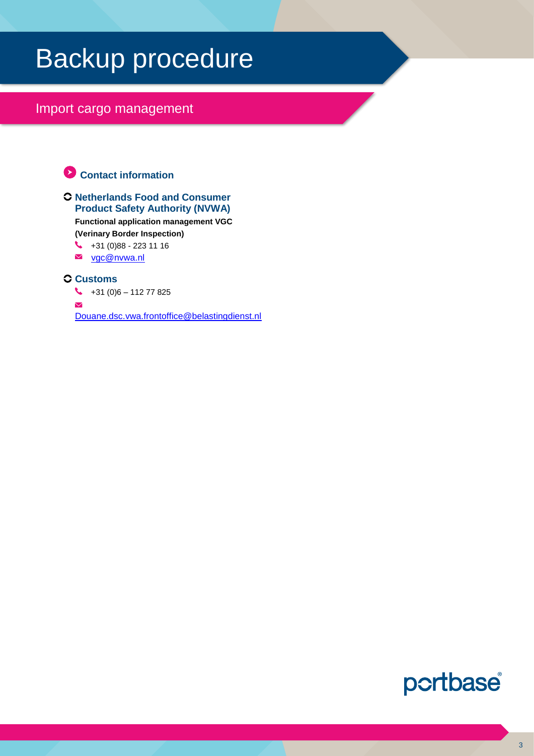# Backup procedure

## Import cargo management

### Contact information

**Netherlands Food and Consumer Product Safety Authority (NVWA)**

**Functional application management VGC (Verinary Border Inspection)**

- +31 (0)88 - 223 11 16
- vgc@nvwa.nl

**Customs**

- +31 (0)6 – 112 77 825
- Douane.dsc.vwa.frontoffice@belastingdienst.nl

portbase®